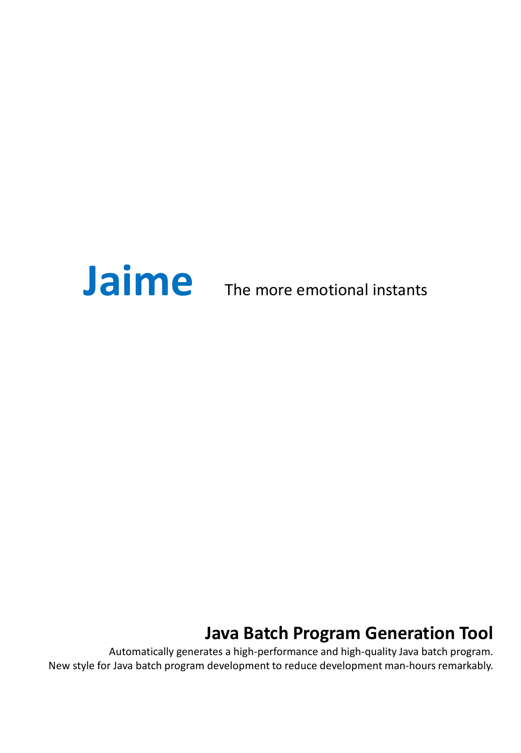# Jaime

The more emotional instants

## Java Batch Program Generation Tool

Automatically generates a high-performance and high-quality Java batch program.
New style for Java batch program development to reduce development man-hours remarkably.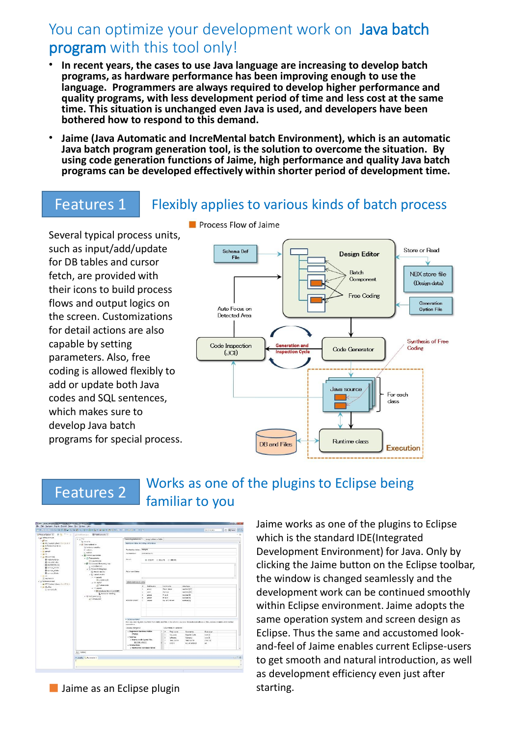# You can optimize your development work on **Java batch program** with this tool only!

- **In recent years, the cases to use Java language are increasing to develop batch programs, as hardware performance has been improving enough to use the language. Programmers are always required to develop higher performance and quality programs, with less development period of time and less cost at the same time. This situation is unchanged even Java is used, and developers have been bothered how to respond to this demand.**
- **Jaime (Java Automatic and IncreMental batch Environment), which is an automatic Java batch program generation tool, is the solution to overcome the situation. By using code generation functions of Jaime, high performance and quality Java batch programs can be developed effectively within shorter period of development time.**

## Features 1 Flexibly applies to various kinds of batch process

Several typical process units, such as input/add/update for DB tables and cursor fetch, are provided with their icons to build process flows and output logics on the screen. Customizations for detail actions are also capable by setting parameters. Also, free coding is allowed flexibly to add or update both Java codes and SQL sentences, which makes sure to develop Java batch programs for special process.

Process Flow of Jaime

Schema Def File | Design Editor | Batch Component | Free Coding | Store or Read | NBX store file (Design data) | Generation Option File | Auto Focus on Detected Area | Code Inspection (JCI) | Generation and Inspection Cycle | Code Generator | Synthesis of Free Coding | Java source | For each class | DB and Files | Runtime class | Execution

## Features 2 Works as one of the plugins to Eclipse being familiar to you

Jaime as an Eclipse plugin

Jaime works as one of the plugins to Eclipse which is the standard IDE(Integrated Development Environment) for Java. Only by clicking the Jaime button on the Eclipse toolbar, the window is changed seamlessly and the development work can be continued smoothly within Eclipse environment. Jaime adopts the same operation system and screen design as Eclipse. Thus the same and accustomed look-and-feel of Jaime enables current Eclipse-users to get smooth and natural introduction, as well as development efficiency even just after starting.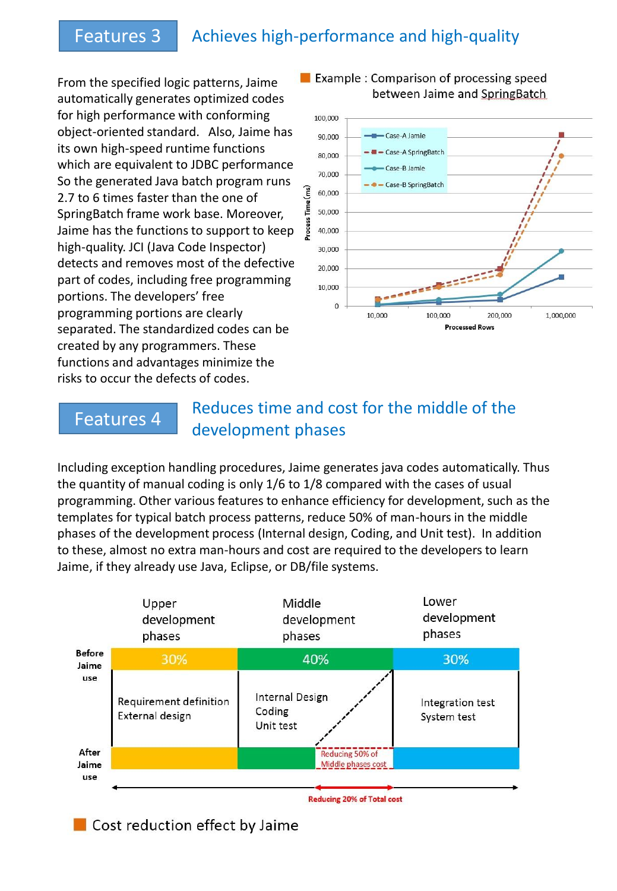## Features 3 Achieves high-performance and high-quality

From the specified logic patterns, Jaime automatically generates optimized codes for high performance with conforming object-oriented standard. Also, Jaime has its own high-speed runtime functions which are equivalent to JDBC performance So the generated Java batch program runs 2.7 to 6 times faster than the one of SpringBatch frame work base. Moreover, Jaime has the functions to support to keep high-quality. JCI (Java Code Inspector) detects and removes most of the defective part of codes, including free programming portions. The developers' free programming portions are clearly separated. The standardized codes can be created by any programmers. These functions and advantages minimize the risks to occur the defects of codes.

■ Example : Comparison of processing speed between Jaime and SpringBatch

Process Time (ms) vs. Processed Rows

- Case-A Jamie
- Case-A SpringBatch
- Case-B Jamie
- Case-B SpringBatch

Processed Rows: 10,000 / 100,000 / 200,000 / 1,000,000

## Features 4 Reduces time and cost for the middle of the development phases

Including exception handling procedures, Jaime generates java codes automatically. Thus the quantity of manual coding is only 1/6 to 1/8 compared with the cases of usual programming. Other various features to enhance efficiency for development, such as the templates for typical batch process patterns, reduce 50% of man-hours in the middle phases of the development process (Internal design, Coding, and Unit test). In addition to these, almost no extra man-hours and cost are required to the developers to learn Jaime, if they already use Java, Eclipse, or DB/file systems.

| | Upper development phases | Middle development phases | Lower development phases |
|---|---|---|---|
| Before Jaime use | 30% | 40% | 30% |
| | Requirement definition<br>External design | Internal Design<br>Coding<br>Unit test | Integration test<br>System test |
| After Jaime use | | Reducing 50% of Middle phases cost | |

Reducing 20% of Total cost

■ Cost reduction effect by Jaime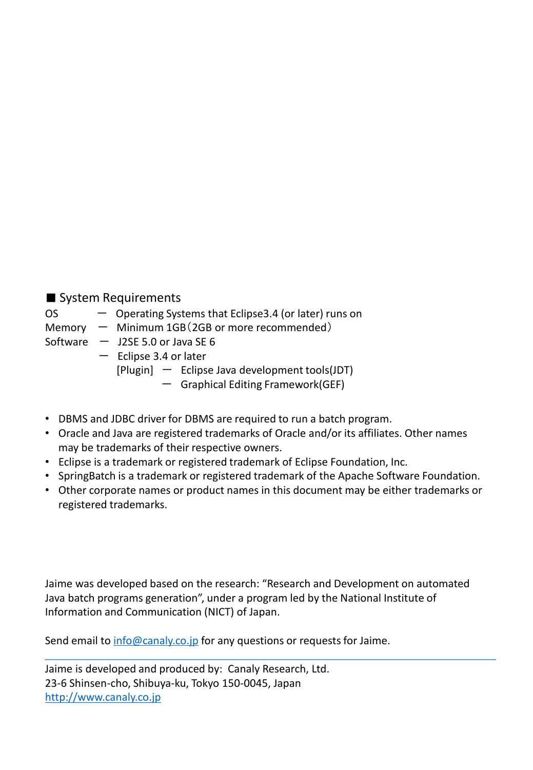## ■ System Requirements

OS ー Operating Systems that Eclipse3.4 (or later) runs on
Memory ー Minimum 1GB（2GB or more recommended）
Software ー J2SE 5.0 or Java SE 6
ー Eclipse 3.4 or later
[Plugin] ー Eclipse Java development tools(JDT)
ー Graphical Editing Framework(GEF)

- DBMS and JDBC driver for DBMS are required to run a batch program.
- Oracle and Java are registered trademarks of Oracle and/or its affiliates. Other names may be trademarks of their respective owners.
- Eclipse is a trademark or registered trademark of Eclipse Foundation, Inc.
- SpringBatch is a trademark or registered trademark of the Apache Software Foundation.
- Other corporate names or product names in this document may be either trademarks or registered trademarks.

Jaime was developed based on the research: “Research and Development on automated Java batch programs generation”, under a program led by the National Institute of Information and Communication (NICT) of Japan.

Send email to info@canaly.co.jp for any questions or requests for Jaime.

---

Jaime is developed and produced by: Canaly Research, Ltd.
23-6 Shinsen-cho, Shibuya-ku, Tokyo 150-0045, Japan
http://www.canaly.co.jp